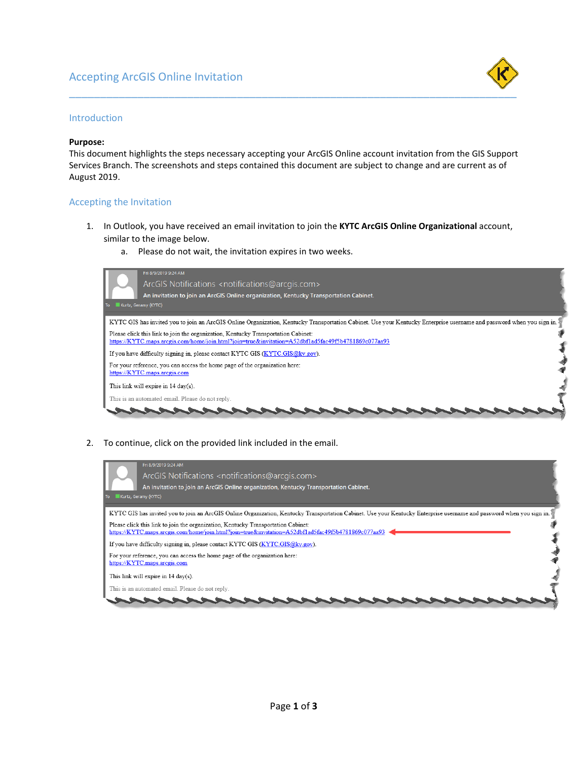# Accepting ArcGIS Online Invitation

## Introduction

**Purpose:**
This document highlights the steps necessary accepting your ArcGIS Online account invitation from the GIS Support Services Branch. The screenshots and steps contained this document are subject to change and are current as of August 2019.

## Accepting the Invitation

1. In Outlook, you have received an email invitation to join the **KYTC ArcGIS Online Organizational** account, similar to the image below.
    a. Please do not wait, the invitation expires in two weeks.

> Fri 8/9/2019 9:24 AM
> ArcGIS Notifications <notifications@arcgis.com>
> **An invitation to join an ArcGIS Online organization, Kentucky Transportation Cabinet.**
> To Kurtz, Geramy (KYTC)
>
> KYTC GIS has invited you to join an ArcGIS Online Organization, Kentucky Transportation Cabinet. Use your Kentucky Enterprise username and password when you sign in.
>
> Please click this link to join the organization, Kentucky Transportation Cabinet:
> https://KYTC.maps.arcgis.com/home/join.html?join=true&invitation=A52dbf1ad5fac49f5b4781869c077aa93
>
> If you have difficulty signing in, please contact KYTC GIS (KYTC.GIS@ky.gov).
>
> For your reference, you can access the home page of the organization here:
> https://KYTC.maps.arcgis.com
>
> This link will expire in 14 day(s).
>
> This is an automated email. Please do not reply.

2. To continue, click on the provided link included in the email.

> Fri 8/9/2019 9:24 AM
> ArcGIS Notifications <notifications@arcgis.com>
> **An invitation to join an ArcGIS Online organization, Kentucky Transportation Cabinet.**
> To Kurtz, Geramy (KYTC)
>
> KYTC GIS has invited you to join an ArcGIS Online Organization, Kentucky Transportation Cabinet. Use your Kentucky Enterprise username and password when you sign in.
>
> Please click this link to join the organization, Kentucky Transportation Cabinet:
> https://KYTC.maps.arcgis.com/home/join.html?join=true&invitation=A52dbf1ad5fac49f5b4781869c077aa93
>
> If you have difficulty signing in, please contact KYTC GIS (KYTC.GIS@ky.gov).
>
> For your reference, you can access the home page of the organization here:
> https://KYTC.maps.arcgis.com
>
> This link will expire in 14 day(s).
>
> This is an automated email. Please do not reply.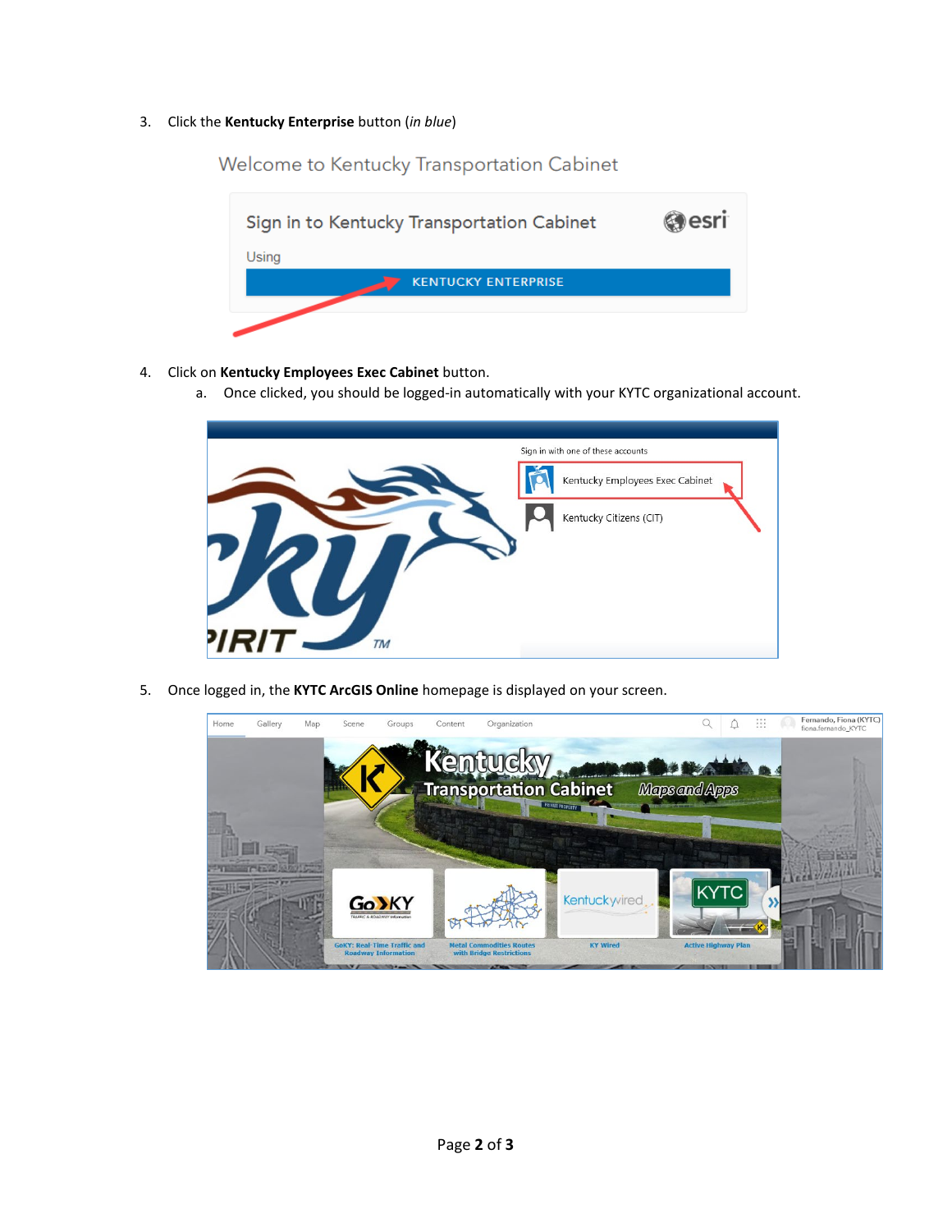3. Click the **Kentucky Enterprise** button (*in blue*)

4. Click on **Kentucky Employees Exec Cabinet** button.
   a. Once clicked, you should be logged-in automatically with your KYTC organizational account.

5. Once logged in, the **KYTC ArcGIS Online** homepage is displayed on your screen.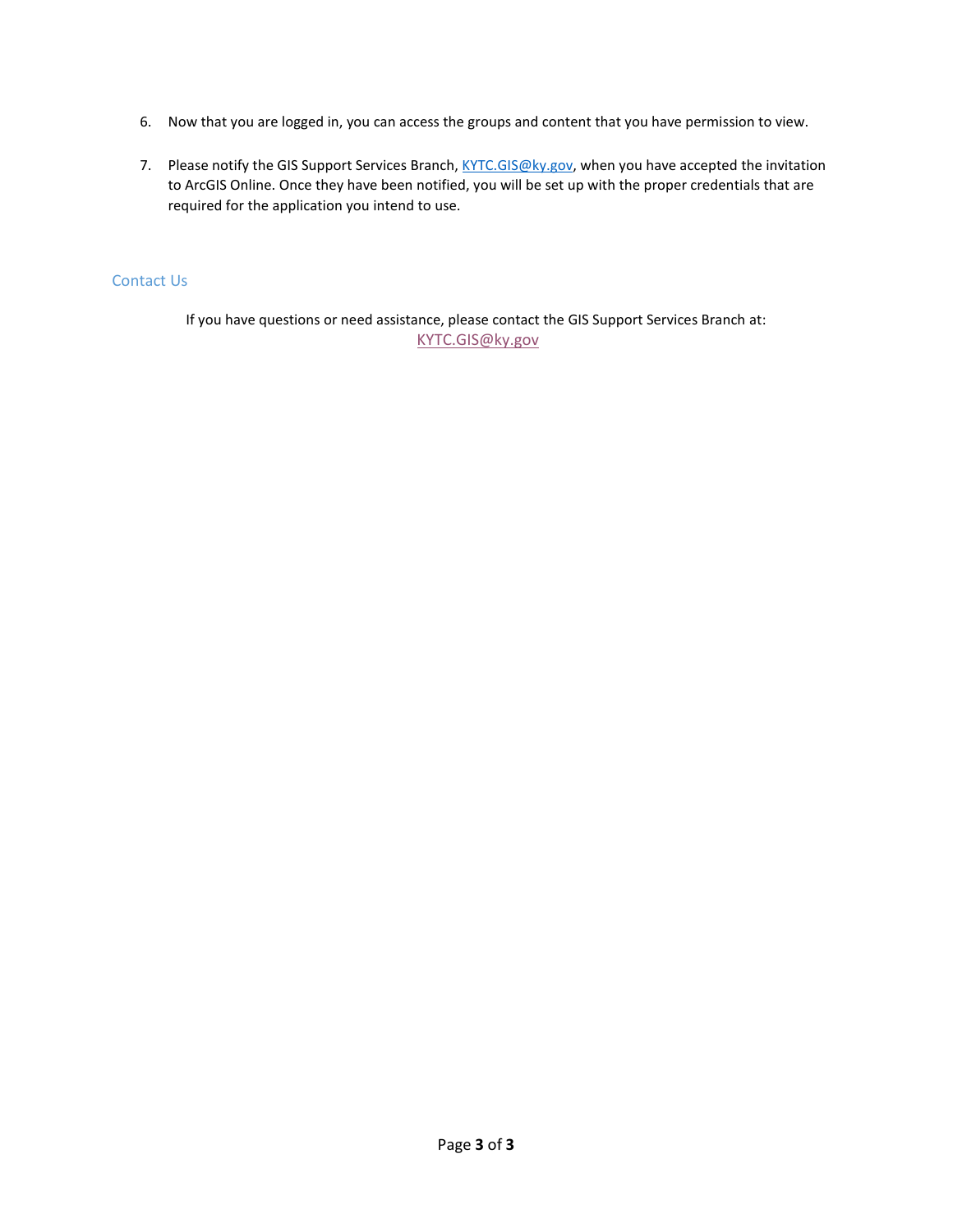6. Now that you are logged in, you can access the groups and content that you have permission to view.

7. Please notify the GIS Support Services Branch, KYTC.GIS@ky.gov, when you have accepted the invitation to ArcGIS Online. Once they have been notified, you will be set up with the proper credentials that are required for the application you intend to use.

## Contact Us

If you have questions or need assistance, please contact the GIS Support Services Branch at:
KYTC.GIS@ky.gov